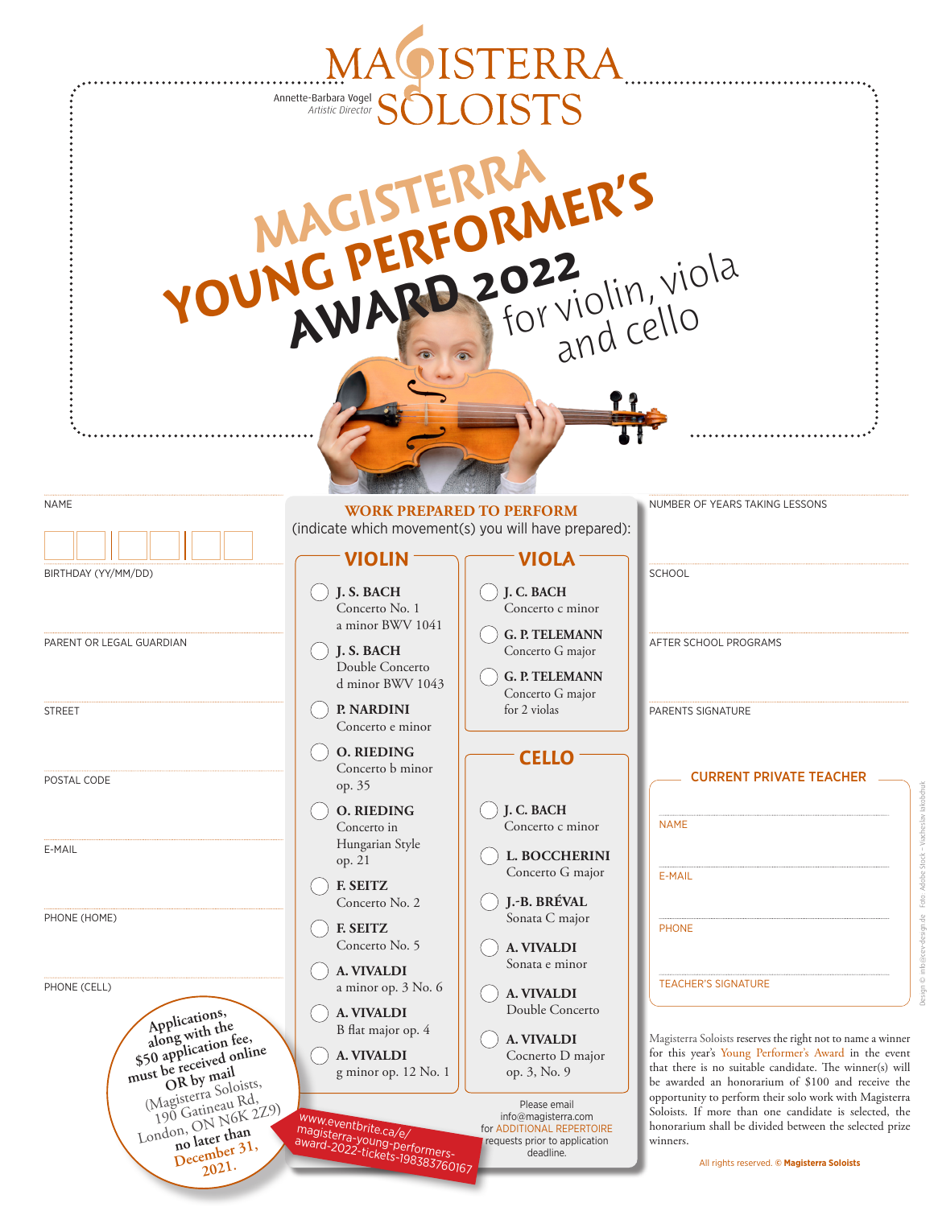# MAGISTERRA SOLOISTS

Annette-Barbara Vogel
*Artistic Director*

# MAGISTERRA YOUNG PERFORMER'S AWARD 2022

for violin, viola and cello

NAME

BIRTHDAY (YY/MM/DD)

PARENT OR LEGAL GUARDIAN

STREET

POSTAL CODE

E-MAIL

PHONE (HOME)

PHONE (CELL)

Applications, along with the $50 application fee, must be received online OR by mail (Magisterra Soloists, 190 Gatineau Rd, London, ON N6K 2Z9) no later than December 31, 2021.

## WORK PREPARED TO PERFORM

(indicate which movement(s) you will have prepared):

### VIOLIN

- **J. S. BACH** Concerto No. 1 a minor BWV 1041
- **J. S. BACH** Double Concerto d minor BWV 1043
- **P. NARDINI** Concerto e minor
- **O. RIEDING** Concerto b minor op. 35
- **O. RIEDING** Concerto in Hungarian Style op. 21
- **F. SEITZ** Concerto No. 2
- **F. SEITZ** Concerto No. 5
- **A. VIVALDI** a minor op. 3 No. 6
- **A. VIVALDI** B flat major op. 4
- **A. VIVALDI** g minor op. 12 No. 1

### VIOLA

- **J. C. BACH** Concerto c minor
- **G. P. TELEMANN** Concerto G major
- **G. P. TELEMANN** Concerto G major for 2 violas

### CELLO

- **J. C. BACH** Concerto c minor
- **L. BOCCHERINI** Concerto G major
- **J.-B. BRÉVAL** Sonata C major
- **A. VIVALDI** Sonata e minor
- **A. VIVALDI** Double Concerto
- **A. VIVALDI** Cocnerto D major op. 3, No. 9

www.eventbrite.ca/e/magisterra-young-performers-award-2022-tickets-198383760167

Please email info@magisterra.com for ADDITIONAL REPERTOIRE requests prior to application deadline.

NUMBER OF YEARS TAKING LESSONS

SCHOOL

AFTER SCHOOL PROGRAMS

PARENTS SIGNATURE

### CURRENT PRIVATE TEACHER

NAME

E-MAIL

PHONE

TEACHER'S SIGNATURE

Magisterra Soloists reserves the right not to name a winner for this year's Young Performer's Award in the event that there is no suitable candidate. The winner(s) will be awarded an honorarium of $100 and receive the opportunity to perform their solo work with Magisterra Soloists. If more than one candidate is selected, the honorarium shall be divided between the selected prize winners.

All rights reserved. © **Magisterra Soloists**

Design © info@cev-design.de Foto: Adobe Stock – Viacheslav Iakobchuk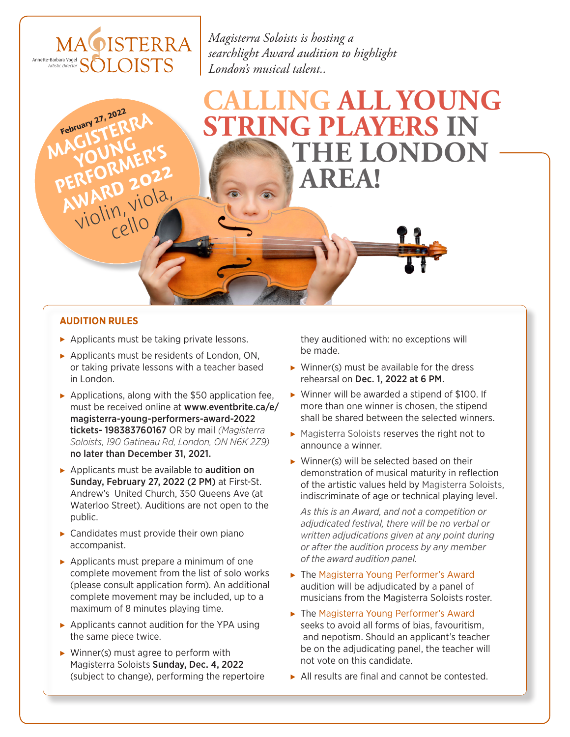MAGISTERRA SOLOISTS

Annette-Barbara Vogel *Artistic Director*

*Magisterra Soloists is hosting a searchlight Award audition to highlight London's musical talent..*

February 27, 2022
**MAGISTERRA YOUNG PERFORMER'S AWARD 2022**
violin, viola, cello

# CALLING ALL YOUNG STRING PLAYERS IN THE LONDON AREA!

## AUDITION RULES

- Applicants must be taking private lessons.
- Applicants must be residents of London, ON, or taking private lessons with a teacher based in London.
- Applications, along with the $50 application fee, must be received online at **www.eventbrite.ca/e/magisterra-young-performers-award-2022 tickets- 198383760167** OR by mail *(Magisterra Soloists, 190 Gatineau Rd, London, ON N6K 2Z9)* **no later than December 31, 2021.**
- Applicants must be available to **audition on Sunday, February 27, 2022 (2 PM)** at First-St. Andrew's United Church, 350 Queens Ave (at Waterloo Street). Auditions are not open to the public.
- Candidates must provide their own piano accompanist.
- Applicants must prepare a minimum of one complete movement from the list of solo works (please consult application form). An additional complete movement may be included, up to a maximum of 8 minutes playing time.
- Applicants cannot audition for the YPA using the same piece twice.
- Winner(s) must agree to perform with Magisterra Soloists **Sunday, Dec. 4, 2022** (subject to change), performing the repertoire they auditioned with: no exceptions will be made.
- Winner(s) must be available for the dress rehearsal on **Dec. 1, 2022 at 6 PM.**
- Winner will be awarded a stipend of $100. If more than one winner is chosen, the stipend shall be shared between the selected winners.
- Magisterra Soloists reserves the right not to announce a winner.
- Winner(s) will be selected based on their demonstration of musical maturity in reflection of the artistic values held by Magisterra Soloists, indiscriminate of age or technical playing level.

  *As this is an Award, and not a competition or adjudicated festival, there will be no verbal or written adjudications given at any point during or after the audition process by any member of the award audition panel.*
- The Magisterra Young Performer's Award audition will be adjudicated by a panel of musicians from the Magisterra Soloists roster.
- The Magisterra Young Performer's Award seeks to avoid all forms of bias, favouritism, and nepotism. Should an applicant's teacher be on the adjudicating panel, the teacher will not vote on this candidate.
- All results are final and cannot be contested.